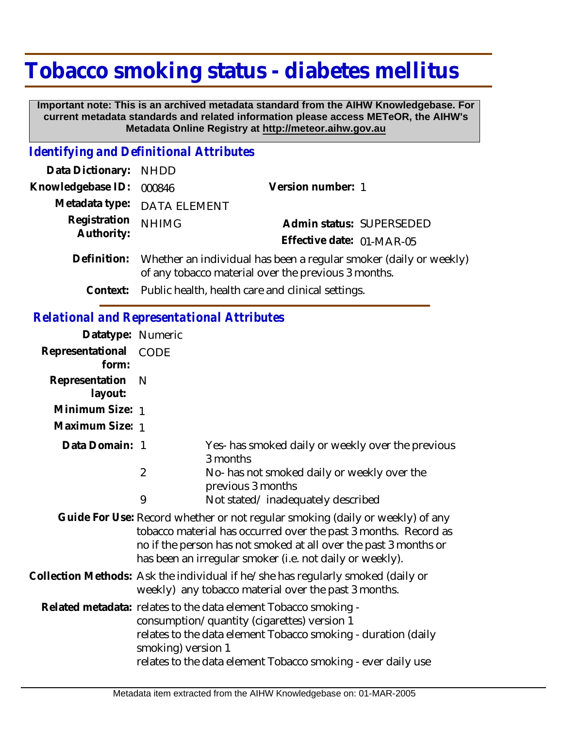# Tobacco smoking status - diabetes mellitus

**Important note: This is an archived metadata standard from the AIHW Knowledgebase. For current metadata standards and related information please access METeOR, the AIHW's Metadata Online Registry at http://meteor.aihw.gov.au**

## *Identifying and Definitional Attributes*

**Data Dictionary:** NHDD

**Knowledgebase ID:** 000846 **Version number:** 1

**Metadata type:** DATA ELEMENT

**Registration Authority:** NHIMG **Admin status:** SUPERSEDED

**Effective date:** 01-MAR-05

**Definition:** Whether an individual has been a regular smoker (daily or weekly) of any tobacco material over the previous 3 months.

**Context:** Public health, health care and clinical settings.

## *Relational and Representational Attributes*

**Datatype:** Numeric

**Representational form:** CODE

**Representation layout:** N

**Minimum Size:** 1

**Maximum Size:** 1

**Data Domain:**

| | |
|---|---|
| 1 | Yes- has smoked daily or weekly over the previous 3 months |
| 2 | No- has not smoked daily or weekly over the previous 3 months |
| 9 | Not stated/ inadequately described |

**Guide For Use:** Record whether or not regular smoking (daily or weekly) of any tobacco material has occurred over the past 3 months. Record as no if the person has not smoked at all over the past 3 months or has been an irregular smoker (i.e. not daily or weekly).

**Collection Methods:** Ask the individual if he/she has regularly smoked (daily or weekly) any tobacco material over the past 3 months.

**Related metadata:** relates to the data element Tobacco smoking - consumption/quantity (cigarettes) version 1
relates to the data element Tobacco smoking - duration (daily smoking) version 1
relates to the data element Tobacco smoking - ever daily use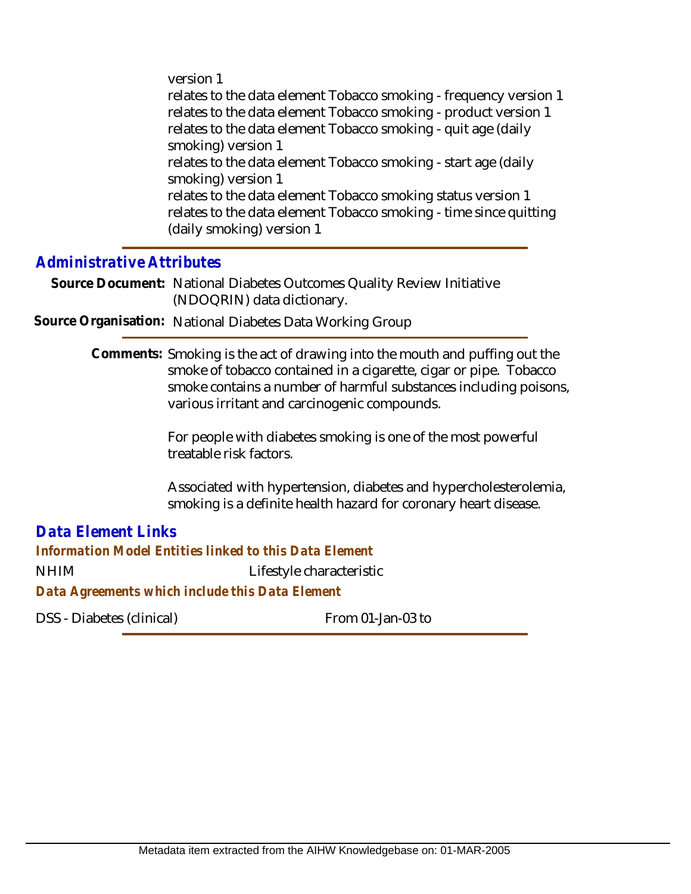version 1
relates to the data element Tobacco smoking - frequency version 1
relates to the data element Tobacco smoking - product version 1
relates to the data element Tobacco smoking - quit age (daily smoking) version 1
relates to the data element Tobacco smoking - start age (daily smoking) version 1
relates to the data element Tobacco smoking status version 1
relates to the data element Tobacco smoking - time since quitting (daily smoking) version 1

## Administrative Attributes

**Source Document:** National Diabetes Outcomes Quality Review Initiative (NDOQRIN) data dictionary.

**Source Organisation:** National Diabetes Data Working Group

**Comments:** Smoking is the act of drawing into the mouth and puffing out the smoke of tobacco contained in a cigarette, cigar or pipe. Tobacco smoke contains a number of harmful substances including poisons, various irritant and carcinogenic compounds.

For people with diabetes smoking is one of the most powerful treatable risk factors.

Associated with hypertension, diabetes and hypercholesterolemia, smoking is a definite health hazard for coronary heart disease.

## Data Element Links

### Information Model Entities linked to this Data Element

| | |
|---|---|
| NHIM | Lifestyle characteristic |

### Data Agreements which include this Data Element

| | |
|---|---|
| DSS - Diabetes (clinical) | From 01-Jan-03 to |